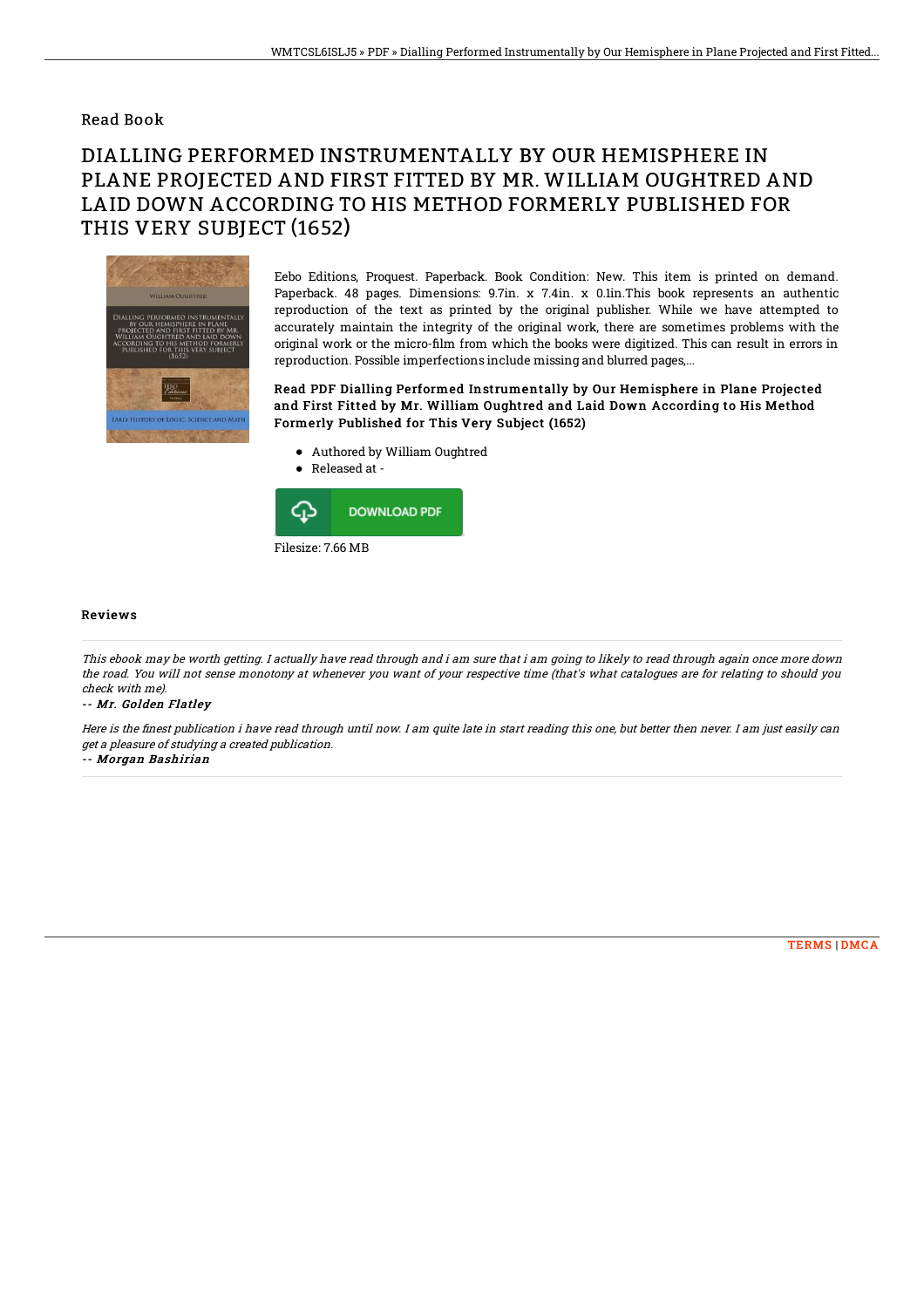Read Book

# DIALLING PERFORMED INSTRUMENTALLY BY OUR HEMISPHERE IN PLANE PROJECTED AND FIRST FITTED BY MR. WILLIAM OUGHTRED AND LAID DOWN ACCORDING TO HIS METHOD FORMERLY PUBLISHED FOR THIS VERY SUBJECT (1652)

Eebo Editions, Proquest. Paperback. Book Condition: New. This item is printed on demand. Paperback. 48 pages. Dimensions: 9.7in. x 7.4in. x 0.1in.This book represents an authentic reproduction of the text as printed by the original publisher. While we have attempted to accurately maintain the integrity of the original work, there are sometimes problems with the original work or the micro-film from which the books were digitized. This can result in errors in reproduction. Possible imperfections include missing and blurred pages,...

### Read PDF Dialling Performed Instrumentally by Our Hemisphere in Plane Projected and First Fitted by Mr. William Oughtred and Laid Down According to His Method Formerly Published for This Very Subject (1652)

- Authored by William Oughtred
- Released at -

DOWNLOAD PDF

Filesize: 7.66 MB

## Reviews

*This ebook may be worth getting. I actually have read through and i am sure that i am going to likely to read through again once more down the road. You will not sense monotony at whenever you want of your respective time (that's what catalogues are for relating to should you check with me).*

*-- Mr. Golden Flatley*

*Here is the finest publication i have read through until now. I am quite late in start reading this one, but better then never. I am just easily can get a pleasure of studying a created publication.*

*-- Morgan Bashirian*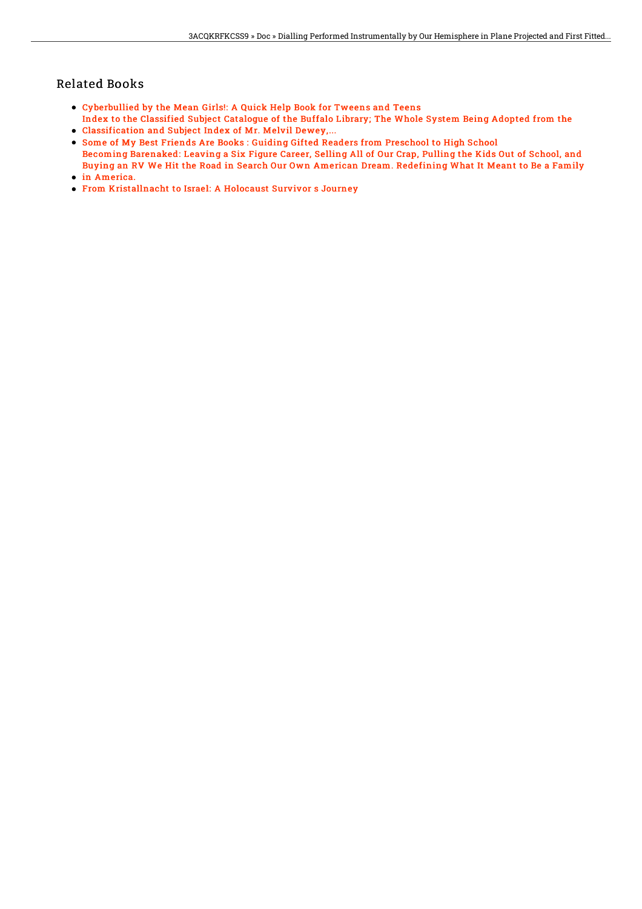## Related Books

- Cyberbullied by the Mean Girls!: A Quick Help Book for Tweens and Teens
- Index to the Classified Subject Catalogue of the Buffalo Library; The Whole System Being Adopted from the Classification and Subject Index of Mr. Melvil Dewey,...
- Some of My Best Friends Are Books : Guiding Gifted Readers from Preschool to High School
- Becoming Barenaked: Leaving a Six Figure Career, Selling All of Our Crap, Pulling the Kids Out of School, and Buying an RV We Hit the Road in Search Our Own American Dream. Redefining What It Meant to Be a Family in America.
- From Kristallnacht to Israel: A Holocaust Survivor s Journey